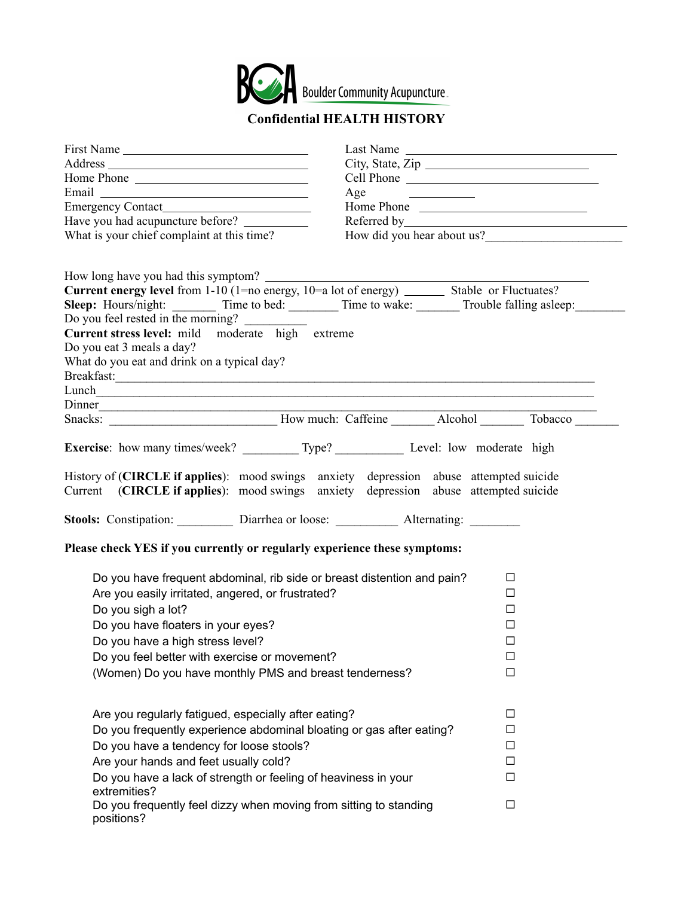Boulder Community Acupuncture

# Confidential HEALTH HISTORY

First Name ____________________________

Last Name ____________________________

Address ____________________________

City, State, Zip ____________________________

Home Phone ____________________________

Cell Phone ____________________________

Email ____________________________

Age ____________

Emergency Contact____________________________

Home Phone ____________________________

Have you had acupuncture before? ____________

Referred by____________________________

What is your chief complaint at this time?

How did you hear about us?______________________

How long have you had this symptom? ____________________________________________

**Current energy level** from 1-10 (1=no energy, 10=a lot of energy) _______ Stable or Fluctuates?

**Sleep:** Hours/night: _______ Time to bed: ________ Time to wake: _______ Trouble falling asleep:________

Do you feel rested in the morning? __________

**Current stress level:** mild moderate high extreme

Do you eat 3 meals a day?

What do you eat and drink on a typical day?

Breakfast:____________________________________________________________________________

Lunch_______________________________________________________________________________

Dinner______________________________________________________________________________

Snacks: ___________________________ How much: Caffeine _______ Alcohol _______ Tobacco _______

**Exercise**: how many times/week? _________ Type? ___________ Level: low moderate high

History of (**CIRCLE if applies**): mood swings anxiety depression abuse attempted suicide

Current (**CIRCLE if applies**): mood swings anxiety depression abuse attempted suicide

**Stools:** Constipation: _________ Diarrhea or loose: __________ Alternating: ________

**Please check YES if you currently or regularly experience these symptoms:**

- Do you have frequent abdominal, rib side or breast distention and pain? ☐
- Are you easily irritated, angered, or frustrated? ☐
- Do you sigh a lot? ☐
- Do you have floaters in your eyes? ☐
- Do you have a high stress level? ☐
- Do you feel better with exercise or movement? ☐
- (Women) Do you have monthly PMS and breast tenderness? ☐

- Are you regularly fatigued, especially after eating? ☐
- Do you frequently experience abdominal bloating or gas after eating? ☐
- Do you have a tendency for loose stools? ☐
- Are your hands and feet usually cold? ☐
- Do you have a lack of strength or feeling of heaviness in your extremities? ☐
- Do you frequently feel dizzy when moving from sitting to standing positions? ☐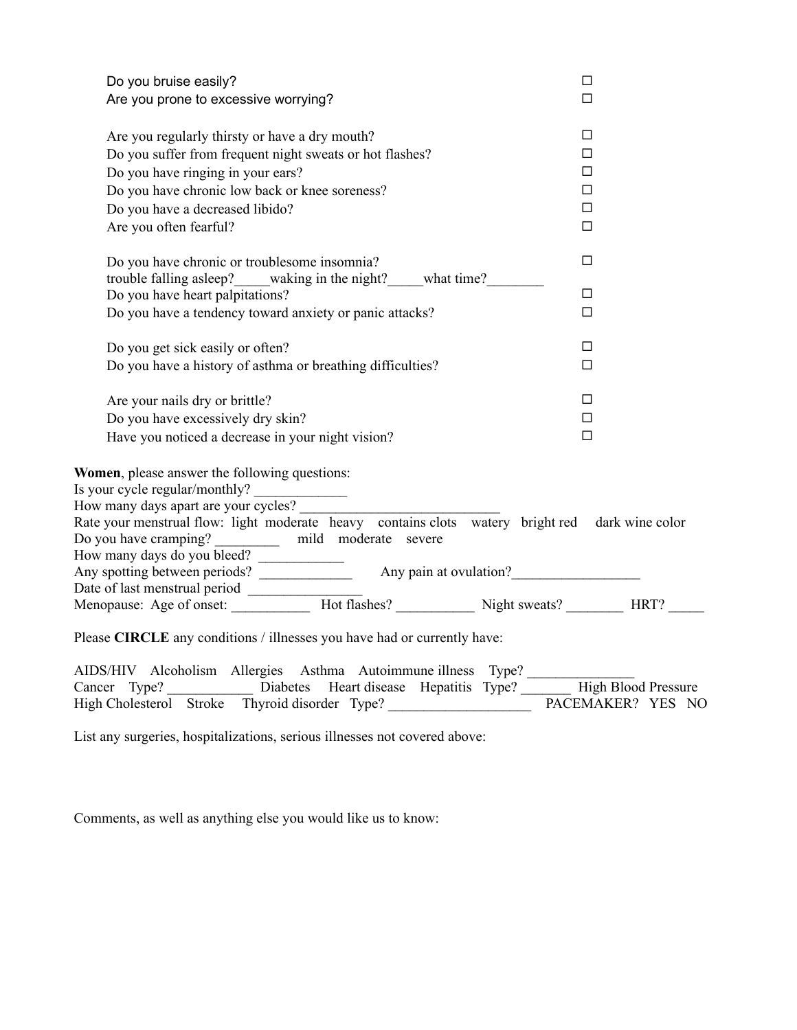Do you bruise easily? ☐
Are you prone to excessive worrying? ☐

Are you regularly thirsty or have a dry mouth? ☐
Do you suffer from frequent night sweats or hot flashes? ☐
Do you have ringing in your ears? ☐
Do you have chronic low back or knee soreness? ☐
Do you have a decreased libido? ☐
Are you often fearful? ☐

Do you have chronic or troublesome insomnia? ☐
trouble falling asleep?_____waking in the night?_____what time?________
Do you have heart palpitations? ☐
Do you have a tendency toward anxiety or panic attacks? ☐

Do you get sick easily or often? ☐
Do you have a history of asthma or breathing difficulties? ☐

Are your nails dry or brittle? ☐
Do you have excessively dry skin? ☐
Have you noticed a decrease in your night vision? ☐

**Women**, please answer the following questions:
Is your cycle regular/monthly? _____________
How many days apart are your cycles? _____________________________
Rate your menstrual flow: light moderate heavy contains clots watery bright red dark wine color
Do you have cramping? _________ mild moderate severe
How many days do you bleed? ____________
Any spotting between periods? _____________ Any pain at ovulation?__________________
Date of last menstrual period ________________
Menopause: Age of onset: ___________ Hot flashes? ___________ Night sweats? ________ HRT? _____

Please **CIRCLE** any conditions / illnesses you have had or currently have:

AIDS/HIV Alcoholism Allergies Asthma Autoimmune illness Type? _______________
Cancer Type? ____________ Diabetes Heart disease Hepatitis Type? _______ High Blood Pressure
High Cholesterol Stroke Thyroid disorder Type? ____________________ PACEMAKER? YES NO

List any surgeries, hospitalizations, serious illnesses not covered above:

Comments, as well as anything else you would like us to know: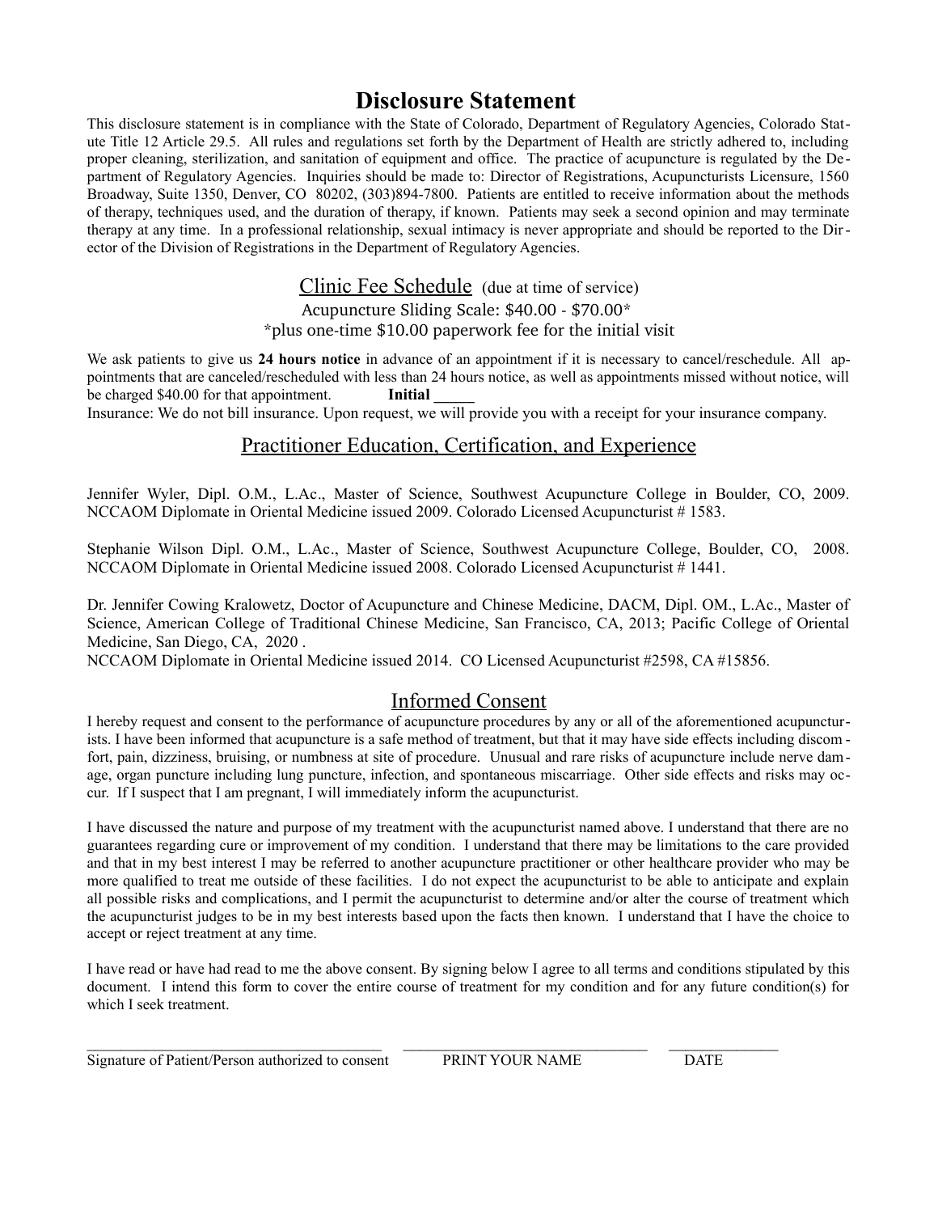# Disclosure Statement

This disclosure statement is in compliance with the State of Colorado, Department of Regulatory Agencies, Colorado Statute Title 12 Article 29.5. All rules and regulations set forth by the Department of Health are strictly adhered to, including proper cleaning, sterilization, and sanitation of equipment and office. The practice of acupuncture is regulated by the Department of Regulatory Agencies. Inquiries should be made to: Director of Registrations, Acupuncturists Licensure, 1560 Broadway, Suite 1350, Denver, CO 80202, (303)894-7800. Patients are entitled to receive information about the methods of therapy, techniques used, and the duration of therapy, if known. Patients may seek a second opinion and may terminate therapy at any time. In a professional relationship, sexual intimacy is never appropriate and should be reported to the Director of the Division of Registrations in the Department of Regulatory Agencies.

## Clinic Fee Schedule (due at time of service)

Acupuncture Sliding Scale: $40.00 - $70.00*

*plus one-time $10.00 paperwork fee for the initial visit

We ask patients to give us **24 hours notice** in advance of an appointment if it is necessary to cancel/reschedule. All appointments that are canceled/rescheduled with less than 24 hours notice, as well as appointments missed without notice, will be charged $40.00 for that appointment. **Initial _____**

Insurance: We do not bill insurance. Upon request, we will provide you with a receipt for your insurance company.

## Practitioner Education, Certification, and Experience

Jennifer Wyler, Dipl. O.M., L.Ac., Master of Science, Southwest Acupuncture College in Boulder, CO, 2009. NCCAOM Diplomate in Oriental Medicine issued 2009. Colorado Licensed Acupuncturist # 1583.

Stephanie Wilson Dipl. O.M., L.Ac., Master of Science, Southwest Acupuncture College, Boulder, CO, 2008. NCCAOM Diplomate in Oriental Medicine issued 2008. Colorado Licensed Acupuncturist # 1441.

Dr. Jennifer Cowing Kralowetz, Doctor of Acupuncture and Chinese Medicine, DACM, Dipl. OM., L.Ac., Master of Science, American College of Traditional Chinese Medicine, San Francisco, CA, 2013; Pacific College of Oriental Medicine, San Diego, CA, 2020 .

NCCAOM Diplomate in Oriental Medicine issued 2014. CO Licensed Acupuncturist #2598, CA #15856.

## Informed Consent

I hereby request and consent to the performance of acupuncture procedures by any or all of the aforementioned acupuncturists. I have been informed that acupuncture is a safe method of treatment, but that it may have side effects including discomfort, pain, dizziness, bruising, or numbness at site of procedure. Unusual and rare risks of acupuncture include nerve damage, organ puncture including lung puncture, infection, and spontaneous miscarriage. Other side effects and risks may occur. If I suspect that I am pregnant, I will immediately inform the acupuncturist.

I have discussed the nature and purpose of my treatment with the acupuncturist named above. I understand that there are no guarantees regarding cure or improvement of my condition. I understand that there may be limitations to the care provided and that in my best interest I may be referred to another acupuncture practitioner or other healthcare provider who may be more qualified to treat me outside of these facilities. I do not expect the acupuncturist to be able to anticipate and explain all possible risks and complications, and I permit the acupuncturist to determine and/or alter the course of treatment which the acupuncturist judges to be in my best interests based upon the facts then known. I understand that I have the choice to accept or reject treatment at any time.

I have read or have had read to me the above consent. By signing below I agree to all terms and conditions stipulated by this document. I intend this form to cover the entire course of treatment for my condition and for any future condition(s) for which I seek treatment.

_______________________________________ _________________________________ _______________

Signature of Patient/Person authorized to consent PRINT YOUR NAME DATE